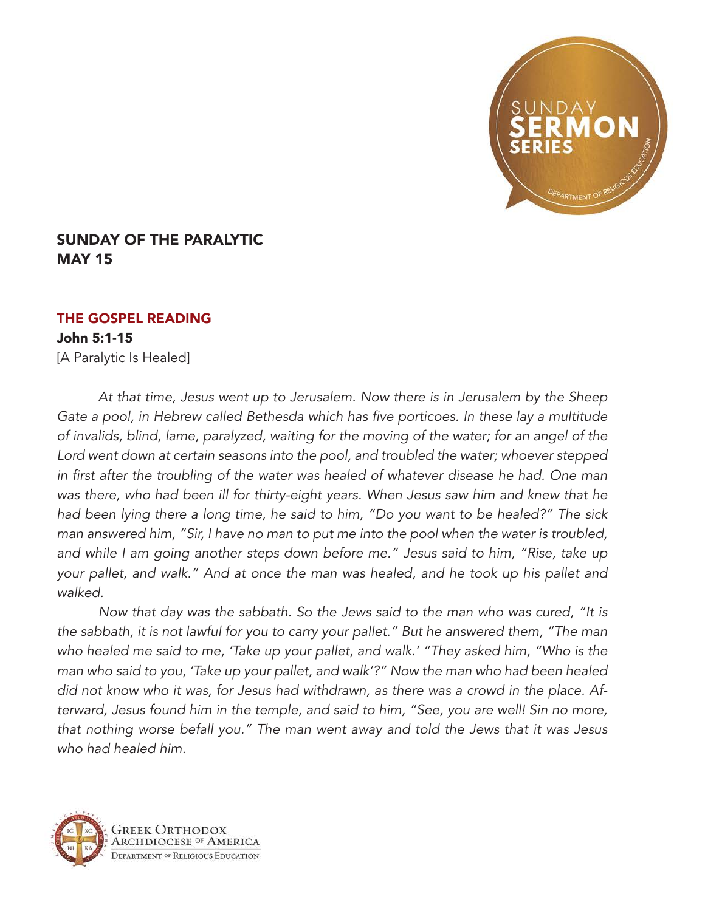## SUNDAY OF THE PARALYTIC
## MAY 15

### THE GOSPEL READING

**John 5:1-15**
[A Paralytic Is Healed]

*At that time, Jesus went up to Jerusalem. Now there is in Jerusalem by the Sheep Gate a pool, in Hebrew called Bethesda which has five porticoes. In these lay a multitude of invalids, blind, lame, paralyzed, waiting for the moving of the water; for an angel of the Lord went down at certain seasons into the pool, and troubled the water; whoever stepped in first after the troubling of the water was healed of whatever disease he had. One man was there, who had been ill for thirty-eight years. When Jesus saw him and knew that he had been lying there a long time, he said to him, "Do you want to be healed?" The sick man answered him, "Sir, I have no man to put me into the pool when the water is troubled, and while I am going another steps down before me." Jesus said to him, "Rise, take up your pallet, and walk." And at once the man was healed, and he took up his pallet and walked.*

*Now that day was the sabbath. So the Jews said to the man who was cured, "It is the sabbath, it is not lawful for you to carry your pallet." But he answered them, "The man who healed me said to me, 'Take up your pallet, and walk.' "They asked him, "Who is the man who said to you, 'Take up your pallet, and walk'?" Now the man who had been healed did not know who it was, for Jesus had withdrawn, as there was a crowd in the place. Afterward, Jesus found him in the temple, and said to him, "See, you are well! Sin no more, that nothing worse befall you." The man went away and told the Jews that it was Jesus who had healed him.*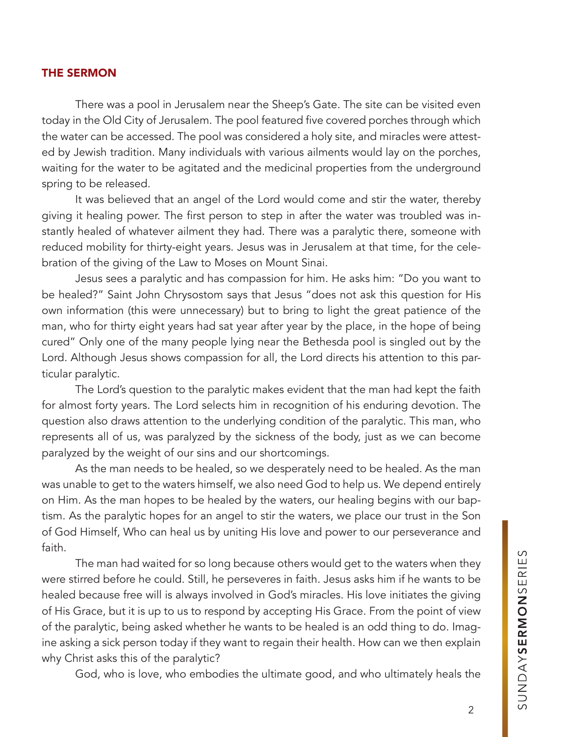## THE SERMON

There was a pool in Jerusalem near the Sheep's Gate. The site can be visited even today in the Old City of Jerusalem. The pool featured five covered porches through which the water can be accessed. The pool was considered a holy site, and miracles were attested by Jewish tradition. Many individuals with various ailments would lay on the porches, waiting for the water to be agitated and the medicinal properties from the underground spring to be released.

It was believed that an angel of the Lord would come and stir the water, thereby giving it healing power. The first person to step in after the water was troubled was instantly healed of whatever ailment they had. There was a paralytic there, someone with reduced mobility for thirty-eight years. Jesus was in Jerusalem at that time, for the celebration of the giving of the Law to Moses on Mount Sinai.

Jesus sees a paralytic and has compassion for him. He asks him: "Do you want to be healed?" Saint John Chrysostom says that Jesus "does not ask this question for His own information (this were unnecessary) but to bring to light the great patience of the man, who for thirty eight years had sat year after year by the place, in the hope of being cured" Only one of the many people lying near the Bethesda pool is singled out by the Lord. Although Jesus shows compassion for all, the Lord directs his attention to this particular paralytic.

The Lord's question to the paralytic makes evident that the man had kept the faith for almost forty years. The Lord selects him in recognition of his enduring devotion. The question also draws attention to the underlying condition of the paralytic. This man, who represents all of us, was paralyzed by the sickness of the body, just as we can become paralyzed by the weight of our sins and our shortcomings.

As the man needs to be healed, so we desperately need to be healed. As the man was unable to get to the waters himself, we also need God to help us. We depend entirely on Him. As the man hopes to be healed by the waters, our healing begins with our baptism. As the paralytic hopes for an angel to stir the waters, we place our trust in the Son of God Himself, Who can heal us by uniting His love and power to our perseverance and faith.

The man had waited for so long because others would get to the waters when they were stirred before he could. Still, he perseveres in faith. Jesus asks him if he wants to be healed because free will is always involved in God's miracles. His love initiates the giving of His Grace, but it is up to us to respond by accepting His Grace. From the point of view of the paralytic, being asked whether he wants to be healed is an odd thing to do. Imagine asking a sick person today if they want to regain their health. How can we then explain why Christ asks this of the paralytic?

God, who is love, who embodies the ultimate good, and who ultimately heals the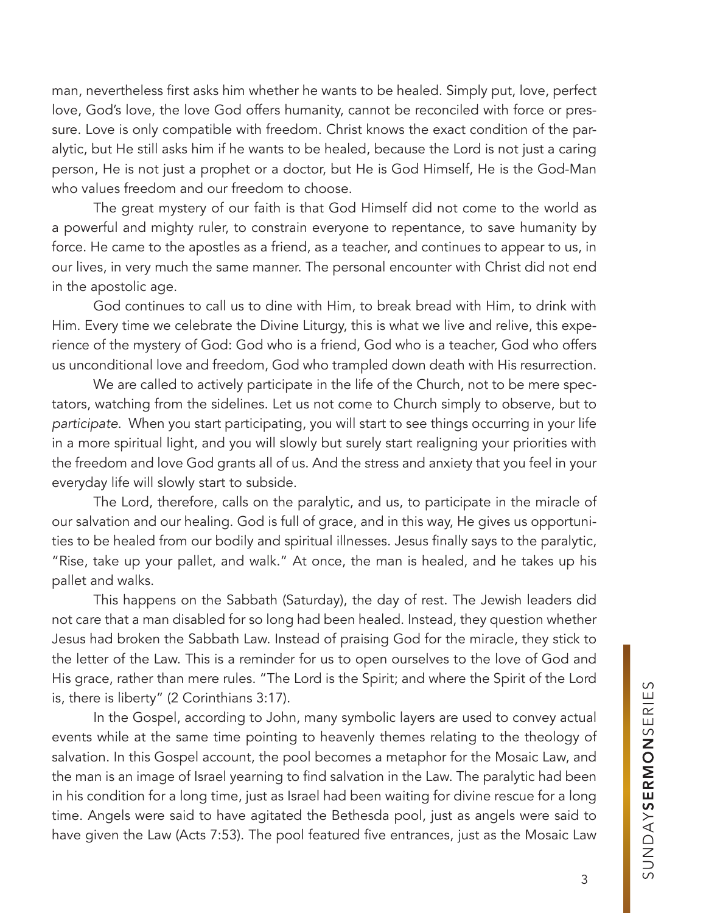man, nevertheless first asks him whether he wants to be healed. Simply put, love, perfect love, God's love, the love God offers humanity, cannot be reconciled with force or pressure. Love is only compatible with freedom. Christ knows the exact condition of the paralytic, but He still asks him if he wants to be healed, because the Lord is not just a caring person, He is not just a prophet or a doctor, but He is God Himself, He is the God-Man who values freedom and our freedom to choose.

The great mystery of our faith is that God Himself did not come to the world as a powerful and mighty ruler, to constrain everyone to repentance, to save humanity by force. He came to the apostles as a friend, as a teacher, and continues to appear to us, in our lives, in very much the same manner. The personal encounter with Christ did not end in the apostolic age.

God continues to call us to dine with Him, to break bread with Him, to drink with Him. Every time we celebrate the Divine Liturgy, this is what we live and relive, this experience of the mystery of God: God who is a friend, God who is a teacher, God who offers us unconditional love and freedom, God who trampled down death with His resurrection.

We are called to actively participate in the life of the Church, not to be mere spectators, watching from the sidelines. Let us not come to Church simply to observe, but to *participate*. When you start participating, you will start to see things occurring in your life in a more spiritual light, and you will slowly but surely start realigning your priorities with the freedom and love God grants all of us. And the stress and anxiety that you feel in your everyday life will slowly start to subside.

The Lord, therefore, calls on the paralytic, and us, to participate in the miracle of our salvation and our healing. God is full of grace, and in this way, He gives us opportunities to be healed from our bodily and spiritual illnesses. Jesus finally says to the paralytic, "Rise, take up your pallet, and walk." At once, the man is healed, and he takes up his pallet and walks.

This happens on the Sabbath (Saturday), the day of rest. The Jewish leaders did not care that a man disabled for so long had been healed. Instead, they question whether Jesus had broken the Sabbath Law. Instead of praising God for the miracle, they stick to the letter of the Law. This is a reminder for us to open ourselves to the love of God and His grace, rather than mere rules. "The Lord is the Spirit; and where the Spirit of the Lord is, there is liberty" (2 Corinthians 3:17).

In the Gospel, according to John, many symbolic layers are used to convey actual events while at the same time pointing to heavenly themes relating to the theology of salvation. In this Gospel account, the pool becomes a metaphor for the Mosaic Law, and the man is an image of Israel yearning to find salvation in the Law. The paralytic had been in his condition for a long time, just as Israel had been waiting for divine rescue for a long time. Angels were said to have agitated the Bethesda pool, just as angels were said to have given the Law (Acts 7:53). The pool featured five entrances, just as the Mosaic Law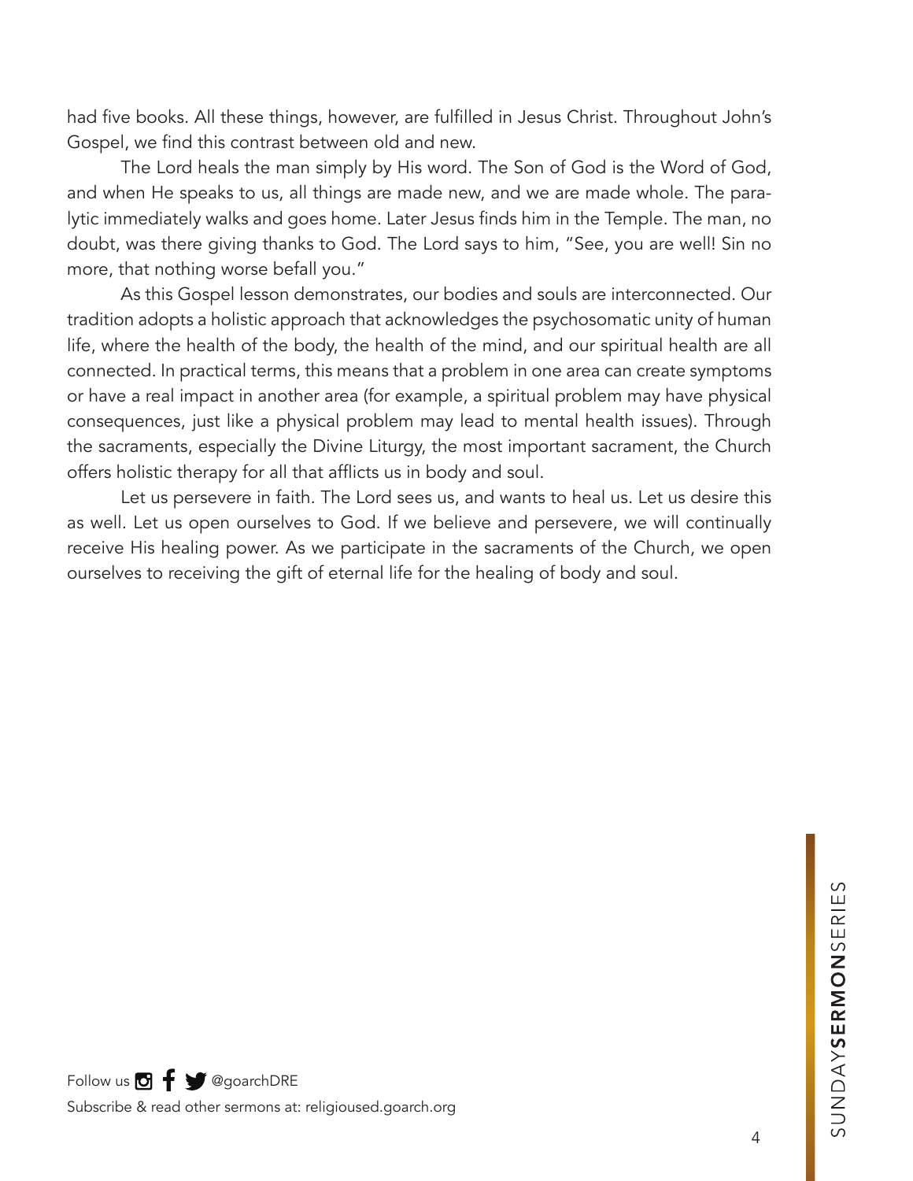had five books. All these things, however, are fulfilled in Jesus Christ. Throughout John's Gospel, we find this contrast between old and new.

The Lord heals the man simply by His word. The Son of God is the Word of God, and when He speaks to us, all things are made new, and we are made whole. The paralytic immediately walks and goes home. Later Jesus finds him in the Temple. The man, no doubt, was there giving thanks to God. The Lord says to him, "See, you are well! Sin no more, that nothing worse befall you."

As this Gospel lesson demonstrates, our bodies and souls are interconnected. Our tradition adopts a holistic approach that acknowledges the psychosomatic unity of human life, where the health of the body, the health of the mind, and our spiritual health are all connected. In practical terms, this means that a problem in one area can create symptoms or have a real impact in another area (for example, a spiritual problem may have physical consequences, just like a physical problem may lead to mental health issues). Through the sacraments, especially the Divine Liturgy, the most important sacrament, the Church offers holistic therapy for all that afflicts us in body and soul.

Let us persevere in faith. The Lord sees us, and wants to heal us. Let us desire this as well. Let us open ourselves to God. If we believe and persevere, we will continually receive His healing power. As we participate in the sacraments of the Church, we open ourselves to receiving the gift of eternal life for the healing of body and soul.

Follow us @goarchDRE

Subscribe & read other sermons at: religiousd.goarch.org